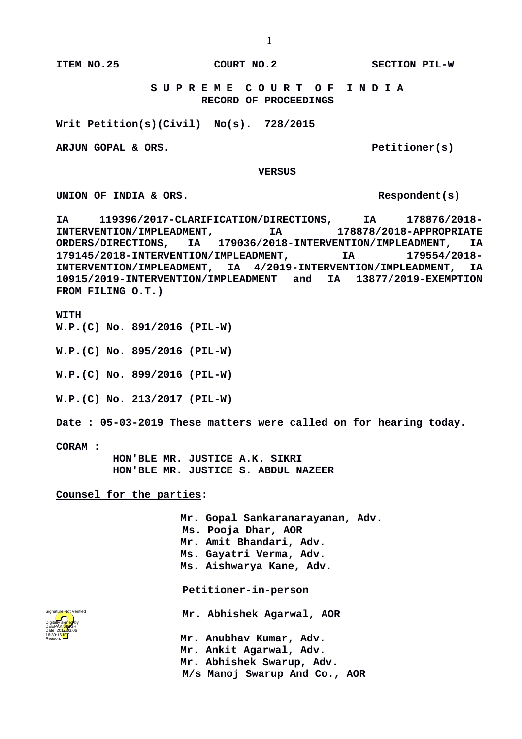**ITEM NO.25 COURT NO.2 SECTION PIL-W**

# S U P R E M E C O U R T O F I N D I A
## RECORD OF PROCEEDINGS

**Writ Petition(s)(Civil) No(s). 728/2015**

**ARJUN GOPAL & ORS. Petitioner(s)**

**VERSUS**

**UNION OF INDIA & ORS. Respondent(s)**

**IA 119396/2017-CLARIFICATION/DIRECTIONS, IA 178876/2018-INTERVENTION/IMPLEADMENT, IA 178878/2018-APPROPRIATE ORDERS/DIRECTIONS, IA 179036/2018-INTERVENTION/IMPLEADMENT, IA 179145/2018-INTERVENTION/IMPLEADMENT, IA 179554/2018-INTERVENTION/IMPLEADMENT, IA 4/2019-INTERVENTION/IMPLEADMENT, IA 10915/2019-INTERVENTION/IMPLEADMENT and IA 13877/2019-EXEMPTION FROM FILING O.T.)**

**WITH**

**W.P.(C) No. 891/2016 (PIL-W)**

**W.P.(C) No. 895/2016 (PIL-W)**

**W.P.(C) No. 899/2016 (PIL-W)**

**W.P.(C) No. 213/2017 (PIL-W)**

**Date : 05-03-2019 These matters were called on for hearing today.**

**CORAM :**
**HON'BLE MR. JUSTICE A.K. SIKRI**
**HON'BLE MR. JUSTICE S. ABDUL NAZEER**

**Counsel for the parties:**

**Mr. Gopal Sankaranarayanan, Adv.**
**Ms. Pooja Dhar, AOR**
**Mr. Amit Bhandari, Adv.**
**Ms. Gayatri Verma, Adv.**
**Ms. Aishwarya Kane, Adv.**

**Petitioner-in-person**

**Mr. Abhishek Agarwal, AOR**

**Mr. Anubhav Kumar, Adv.**
**Mr. Ankit Agarwal, Adv.**
**Mr. Abhishek Swarup, Adv.**
**M/s Manoj Swarup And Co., AOR**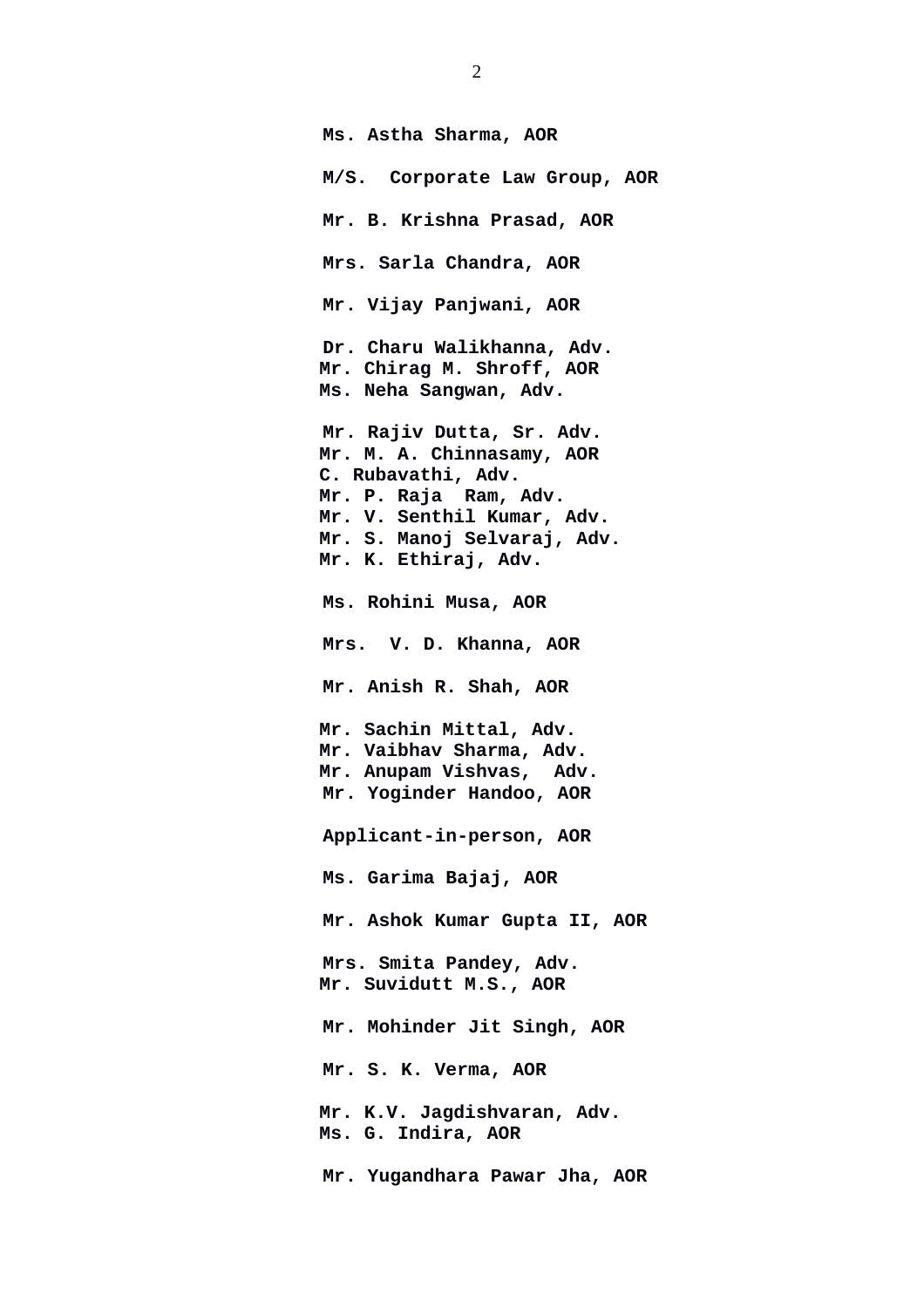**Ms. Astha Sharma, AOR**

**M/S. Corporate Law Group, AOR**

**Mr. B. Krishna Prasad, AOR**

**Mrs. Sarla Chandra, AOR**

**Mr. Vijay Panjwani, AOR**

**Dr. Charu Walikhanna, Adv.**
**Mr. Chirag M. Shroff, AOR**
**Ms. Neha Sangwan, Adv.**

**Mr. Rajiv Dutta, Sr. Adv.**
**Mr. M. A. Chinnasamy, AOR**
**C. Rubavathi, Adv.**
**Mr. P. Raja Ram, Adv.**
**Mr. V. Senthil Kumar, Adv.**
**Mr. S. Manoj Selvaraj, Adv.**
**Mr. K. Ethiraj, Adv.**

**Ms. Rohini Musa, AOR**

**Mrs. V. D. Khanna, AOR**

**Mr. Anish R. Shah, AOR**

**Mr. Sachin Mittal, Adv.**
**Mr. Vaibhav Sharma, Adv.**
**Mr. Anupam Vishvas, Adv.**
**Mr. Yoginder Handoo, AOR**

**Applicant-in-person, AOR**

**Ms. Garima Bajaj, AOR**

**Mr. Ashok Kumar Gupta II, AOR**

**Mrs. Smita Pandey, Adv.**
**Mr. Suvidutt M.S., AOR**

**Mr. Mohinder Jit Singh, AOR**

**Mr. S. K. Verma, AOR**

**Mr. K.V. Jagdishvaran, Adv.**
**Ms. G. Indira, AOR**

**Mr. Yugandhara Pawar Jha, AOR**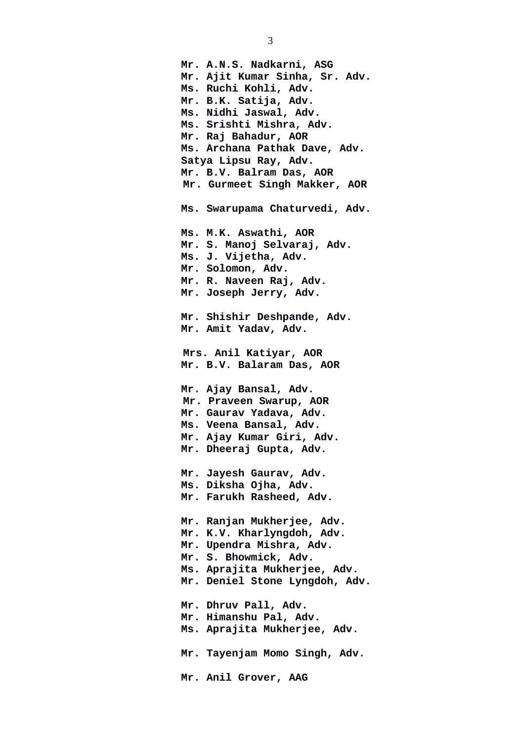**Mr. A.N.S. Nadkarni, ASG**
**Mr. Ajit Kumar Sinha, Sr. Adv.**
**Ms. Ruchi Kohli, Adv.**
**Mr. B.K. Satija, Adv.**
**Ms. Nidhi Jaswal, Adv.**
**Ms. Srishti Mishra, Adv.**
**Mr. Raj Bahadur, AOR**
**Ms. Archana Pathak Dave, Adv.**
**Satya Lipsu Ray, Adv.**
**Mr. B.V. Balram Das, AOR**
**Mr. Gurmeet Singh Makker, AOR**

**Ms. Swarupama Chaturvedi, Adv.**

**Ms. M.K. Aswathi, AOR**
**Mr. S. Manoj Selvaraj, Adv.**
**Ms. J. Vijetha, Adv.**
**Mr. Solomon, Adv.**
**Mr. R. Naveen Raj, Adv.**
**Mr. Joseph Jerry, Adv.**

**Mr. Shishir Deshpande, Adv.**
**Mr. Amit Yadav, Adv.**

**Mrs. Anil Katiyar, AOR**
**Mr. B.V. Balaram Das, AOR**

**Mr. Ajay Bansal, Adv.**
**Mr. Praveen Swarup, AOR**
**Mr. Gaurav Yadava, Adv.**
**Ms. Veena Bansal, Adv.**
**Mr. Ajay Kumar Giri, Adv.**
**Mr. Dheeraj Gupta, Adv.**

**Mr. Jayesh Gaurav, Adv.**
**Ms. Diksha Ojha, Adv.**
**Mr. Farukh Rasheed, Adv.**

**Mr. Ranjan Mukherjee, Adv.**
**Mr. K.V. Kharlyngdoh, Adv.**
**Mr. Upendra Mishra, Adv.**
**Mr. S. Bhowmick, Adv.**
**Ms. Aprajita Mukherjee, Adv.**
**Mr. Deniel Stone Lyngdoh, Adv.**

**Mr. Dhruv Pall, Adv.**
**Mr. Himanshu Pal, Adv.**
**Ms. Aprajita Mukherjee, Adv.**

**Mr. Tayenjam Momo Singh, Adv.**

**Mr. Anil Grover, AAG**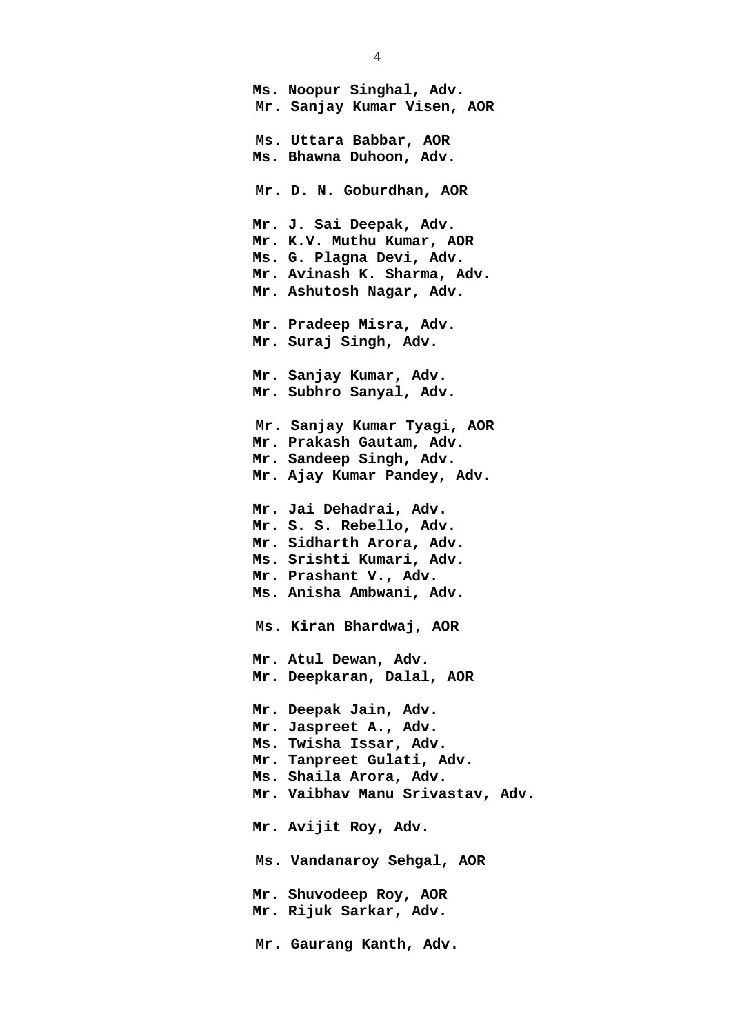**Ms. Noopur Singhal, Adv.**
**Mr. Sanjay Kumar Visen, AOR**

**Ms. Uttara Babbar, AOR**
**Ms. Bhawna Duhoon, Adv.**

**Mr. D. N. Goburdhan, AOR**

**Mr. J. Sai Deepak, Adv.**
**Mr. K.V. Muthu Kumar, AOR**
**Ms. G. Plagna Devi, Adv.**
**Mr. Avinash K. Sharma, Adv.**
**Mr. Ashutosh Nagar, Adv.**

**Mr. Pradeep Misra, Adv.**
**Mr. Suraj Singh, Adv.**

**Mr. Sanjay Kumar, Adv.**
**Mr. Subhro Sanyal, Adv.**

**Mr. Sanjay Kumar Tyagi, AOR**
**Mr. Prakash Gautam, Adv.**
**Mr. Sandeep Singh, Adv.**
**Mr. Ajay Kumar Pandey, Adv.**

**Mr. Jai Dehadrai, Adv.**
**Mr. S. S. Rebello, Adv.**
**Mr. Sidharth Arora, Adv.**
**Ms. Srishti Kumari, Adv.**
**Mr. Prashant V., Adv.**
**Ms. Anisha Ambwani, Adv.**

**Ms. Kiran Bhardwaj, AOR**

**Mr. Atul Dewan, Adv.**
**Mr. Deepkaran, Dalal, AOR**

**Mr. Deepak Jain, Adv.**
**Mr. Jaspreet A., Adv.**
**Ms. Twisha Issar, Adv.**
**Mr. Tanpreet Gulati, Adv.**
**Ms. Shaila Arora, Adv.**
**Mr. Vaibhav Manu Srivastav, Adv.**

**Mr. Avijit Roy, Adv.**

**Ms. Vandanaroy Sehgal, AOR**

**Mr. Shuvodeep Roy, AOR**
**Mr. Rijuk Sarkar, Adv.**

**Mr. Gaurang Kanth, Adv.**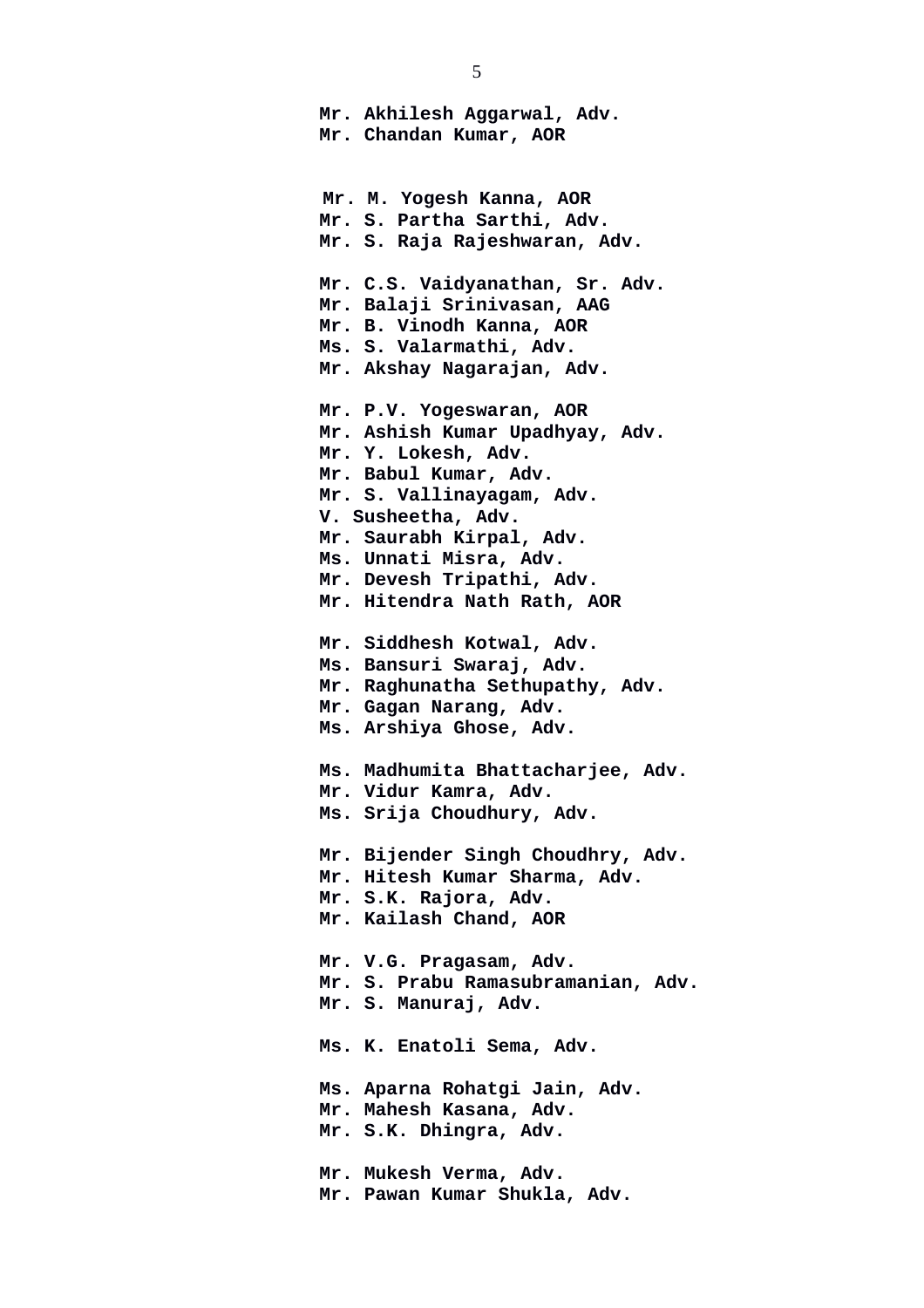**Mr. Akhilesh Aggarwal, Adv.**
**Mr. Chandan Kumar, AOR**

**Mr. M. Yogesh Kanna, AOR**
**Mr. S. Partha Sarthi, Adv.**
**Mr. S. Raja Rajeshwaran, Adv.**

**Mr. C.S. Vaidyanathan, Sr. Adv.**
**Mr. Balaji Srinivasan, AAG**
**Mr. B. Vinodh Kanna, AOR**
**Ms. S. Valarmathi, Adv.**
**Mr. Akshay Nagarajan, Adv.**

**Mr. P.V. Yogeswaran, AOR**
**Mr. Ashish Kumar Upadhyay, Adv.**
**Mr. Y. Lokesh, Adv.**
**Mr. Babul Kumar, Adv.**
**Mr. S. Vallinayagam, Adv.**
**V. Susheetha, Adv.**
**Mr. Saurabh Kirpal, Adv.**
**Ms. Unnati Misra, Adv.**
**Mr. Devesh Tripathi, Adv.**
**Mr. Hitendra Nath Rath, AOR**

**Mr. Siddhesh Kotwal, Adv.**
**Ms. Bansuri Swaraj, Adv.**
**Mr. Raghunatha Sethupathy, Adv.**
**Mr. Gagan Narang, Adv.**
**Ms. Arshiya Ghose, Adv.**

**Ms. Madhumita Bhattacharjee, Adv.**
**Mr. Vidur Kamra, Adv.**
**Ms. Srija Choudhury, Adv.**

**Mr. Bijender Singh Choudhry, Adv.**
**Mr. Hitesh Kumar Sharma, Adv.**
**Mr. S.K. Rajora, Adv.**
**Mr. Kailash Chand, AOR**

**Mr. V.G. Pragasam, Adv.**
**Mr. S. Prabu Ramasubramanian, Adv.**
**Mr. S. Manuraj, Adv.**

**Ms. K. Enatoli Sema, Adv.**

**Ms. Aparna Rohatgi Jain, Adv.**
**Mr. Mahesh Kasana, Adv.**
**Mr. S.K. Dhingra, Adv.**

**Mr. Mukesh Verma, Adv.**
**Mr. Pawan Kumar Shukla, Adv.**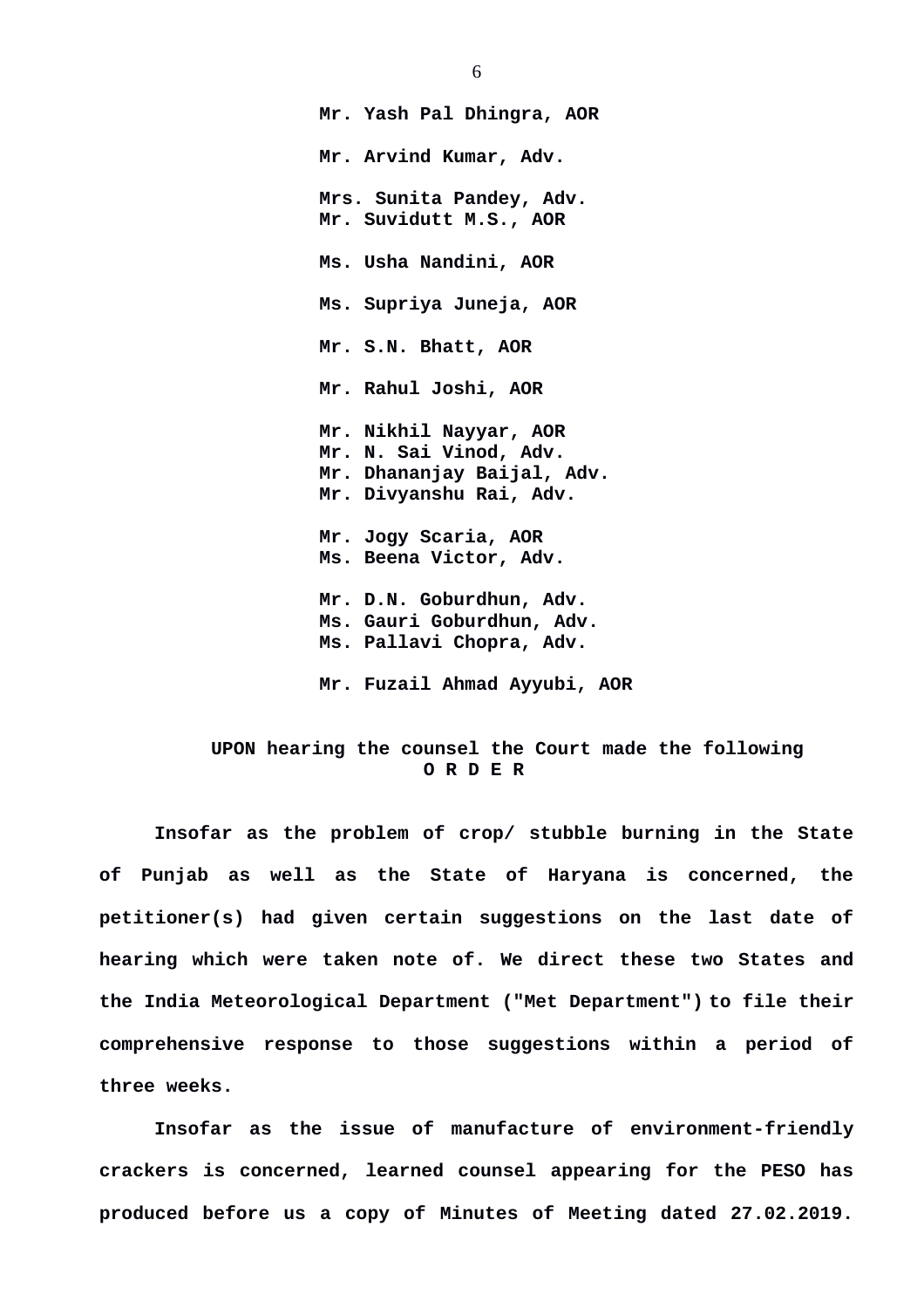**Mr. Yash Pal Dhingra, AOR**

**Mr. Arvind Kumar, Adv.**

**Mrs. Sunita Pandey, Adv.**
**Mr. Suvidutt M.S., AOR**

**Ms. Usha Nandini, AOR**

**Ms. Supriya Juneja, AOR**

**Mr. S.N. Bhatt, AOR**

**Mr. Rahul Joshi, AOR**

**Mr. Nikhil Nayyar, AOR**
**Mr. N. Sai Vinod, Adv.**
**Mr. Dhananjay Baijal, Adv.**
**Mr. Divyanshu Rai, Adv.**

**Mr. Jogy Scaria, AOR**
**Ms. Beena Victor, Adv.**

**Mr. D.N. Goburdhun, Adv.**
**Ms. Gauri Goburdhun, Adv.**
**Ms. Pallavi Chopra, Adv.**

**Mr. Fuzail Ahmad Ayyubi, AOR**

**UPON hearing the counsel the Court made the following**
**O R D E R**

**Insofar as the problem of crop/ stubble burning in the State of Punjab as well as the State of Haryana is concerned, the petitioner(s) had given certain suggestions on the last date of hearing which were taken note of. We direct these two States and the India Meteorological Department ("Met Department") to file their comprehensive response to those suggestions within a period of three weeks.**

**Insofar as the issue of manufacture of environment-friendly crackers is concerned, learned counsel appearing for the PESO has produced before us a copy of Minutes of Meeting dated 27.02.2019.**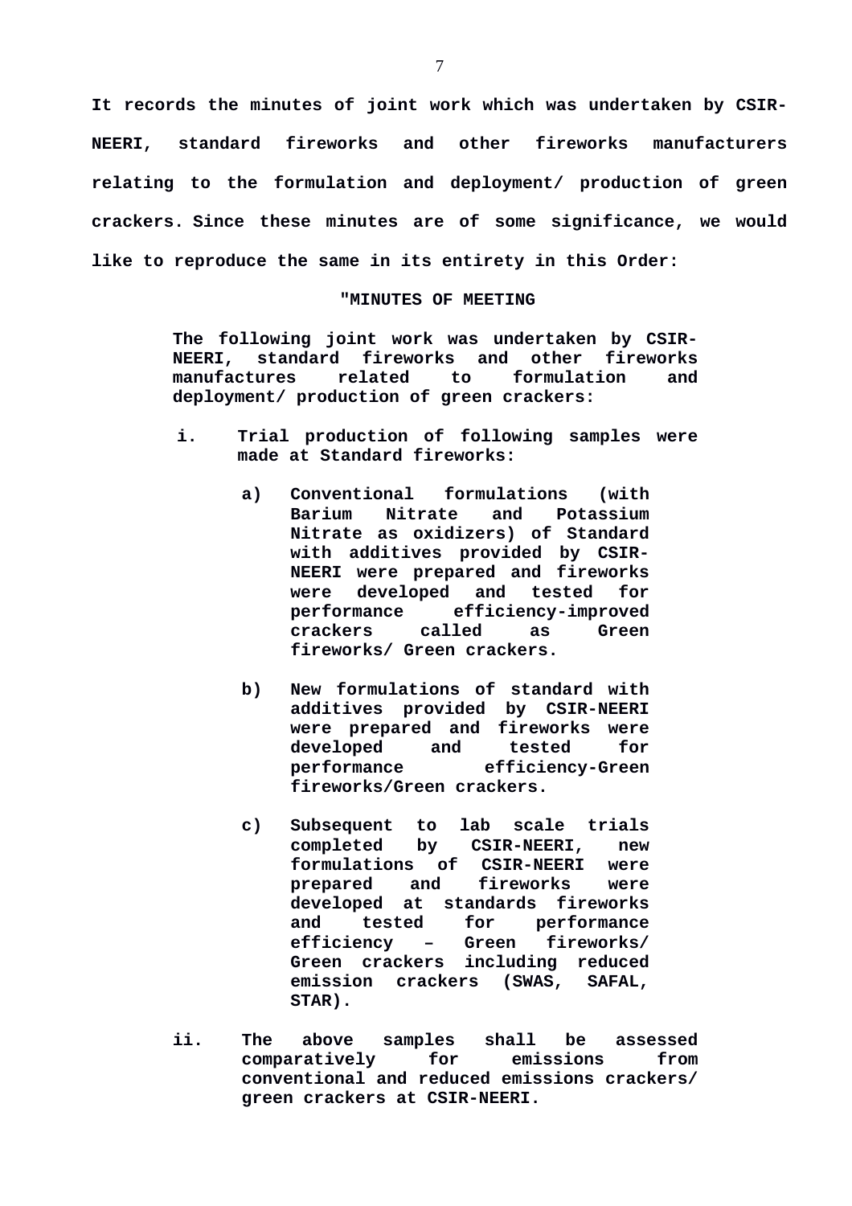**It records the minutes of joint work which was undertaken by CSIR-NEERI, standard fireworks and other fireworks manufacturers relating to the formulation and deployment/ production of green crackers. Since these minutes are of some significance, we would like to reproduce the same in its entirety in this Order:**

**"MINUTES OF MEETING**

> **The following joint work was undertaken by CSIR-NEERI, standard fireworks and other fireworks manufactures related to formulation and deployment/ production of green crackers:**
>
> **i. Trial production of following samples were made at Standard fireworks:**
>
> > **a) Conventional formulations (with Barium Nitrate and Potassium Nitrate as oxidizers) of Standard with additives provided by CSIR-NEERI were prepared and fireworks were developed and tested for performance efficiency-improved crackers called as Green fireworks/ Green crackers.**
> >
> > **b) New formulations of standard with additives provided by CSIR-NEERI were prepared and fireworks were developed and tested for performance efficiency-Green fireworks/Green crackers.**
> >
> > **c) Subsequent to lab scale trials completed by CSIR-NEERI, new formulations of CSIR-NEERI were prepared and fireworks were developed at standards fireworks and tested for performance efficiency – Green fireworks/ Green crackers including reduced emission crackers (SWAS, SAFAL, STAR).**
>
> **ii. The above samples shall be assessed comparatively for emissions from conventional and reduced emissions crackers/ green crackers at CSIR-NEERI.**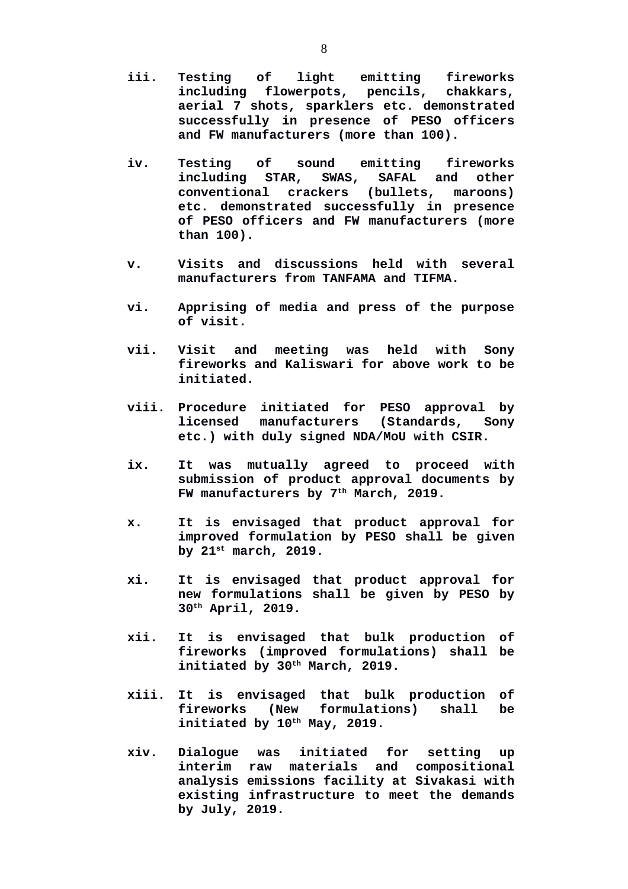**iii. Testing of light emitting fireworks including flowerpots, pencils, chakkars, aerial 7 shots, sparklers etc. demonstrated successfully in presence of PESO officers and FW manufacturers (more than 100).**

**iv. Testing of sound emitting fireworks including STAR, SWAS, SAFAL and other conventional crackers (bullets, maroons) etc. demonstrated successfully in presence of PESO officers and FW manufacturers (more than 100).**

**v. Visits and discussions held with several manufacturers from TANFAMA and TIFMA.**

**vi. Apprising of media and press of the purpose of visit.**

**vii. Visit and meeting was held with Sony fireworks and Kaliswari for above work to be initiated.**

**viii. Procedure initiated for PESO approval by licensed manufacturers (Standards, Sony etc.) with duly signed NDA/MoU with CSIR.**

**ix. It was mutually agreed to proceed with submission of product approval documents by FW manufacturers by 7th March, 2019.**

**x. It is envisaged that product approval for improved formulation by PESO shall be given by 21st march, 2019.**

**xi. It is envisaged that product approval for new formulations shall be given by PESO by 30th April, 2019.**

**xii. It is envisaged that bulk production of fireworks (improved formulations) shall be initiated by 30th March, 2019.**

**xiii. It is envisaged that bulk production of fireworks (New formulations) shall be initiated by 10th May, 2019.**

**xiv. Dialogue was initiated for setting up interim raw materials and compositional analysis emissions facility at Sivakasi with existing infrastructure to meet the demands by July, 2019.**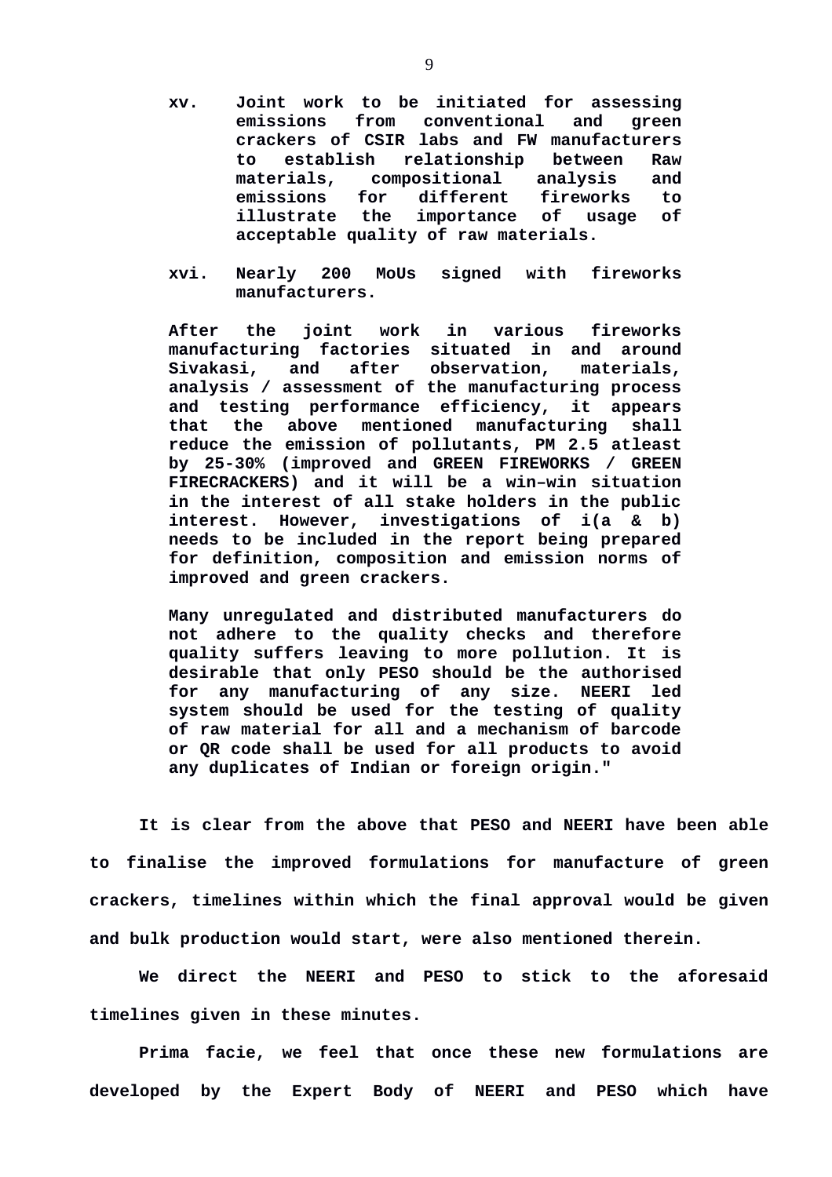**xv. Joint work to be initiated for assessing emissions from conventional and green crackers of CSIR labs and FW manufacturers to establish relationship between Raw materials, compositional analysis and emissions for different fireworks to illustrate the importance of usage of acceptable quality of raw materials.**

**xvi. Nearly 200 MoUs signed with fireworks manufacturers.**

**After the joint work in various fireworks manufacturing factories situated in and around Sivakasi, and after observation, materials, analysis / assessment of the manufacturing process and testing performance efficiency, it appears that the above mentioned manufacturing shall reduce the emission of pollutants, PM 2.5 atleast by 25-30% (improved and GREEN FIREWORKS / GREEN FIRECRACKERS) and it will be a win–win situation in the interest of all stake holders in the public interest. However, investigations of i(a & b) needs to be included in the report being prepared for definition, composition and emission norms of improved and green crackers.**

**Many unregulated and distributed manufacturers do not adhere to the quality checks and therefore quality suffers leaving to more pollution. It is desirable that only PESO should be the authorised for any manufacturing of any size. NEERI led system should be used for the testing of quality of raw material for all and a mechanism of barcode or QR code shall be used for all products to avoid any duplicates of Indian or foreign origin."**

**It is clear from the above that PESO and NEERI have been able to finalise the improved formulations for manufacture of green crackers, timelines within which the final approval would be given and bulk production would start, were also mentioned therein.**

**We direct the NEERI and PESO to stick to the aforesaid timelines given in these minutes.**

**Prima facie, we feel that once these new formulations are developed by the Expert Body of NEERI and PESO which have**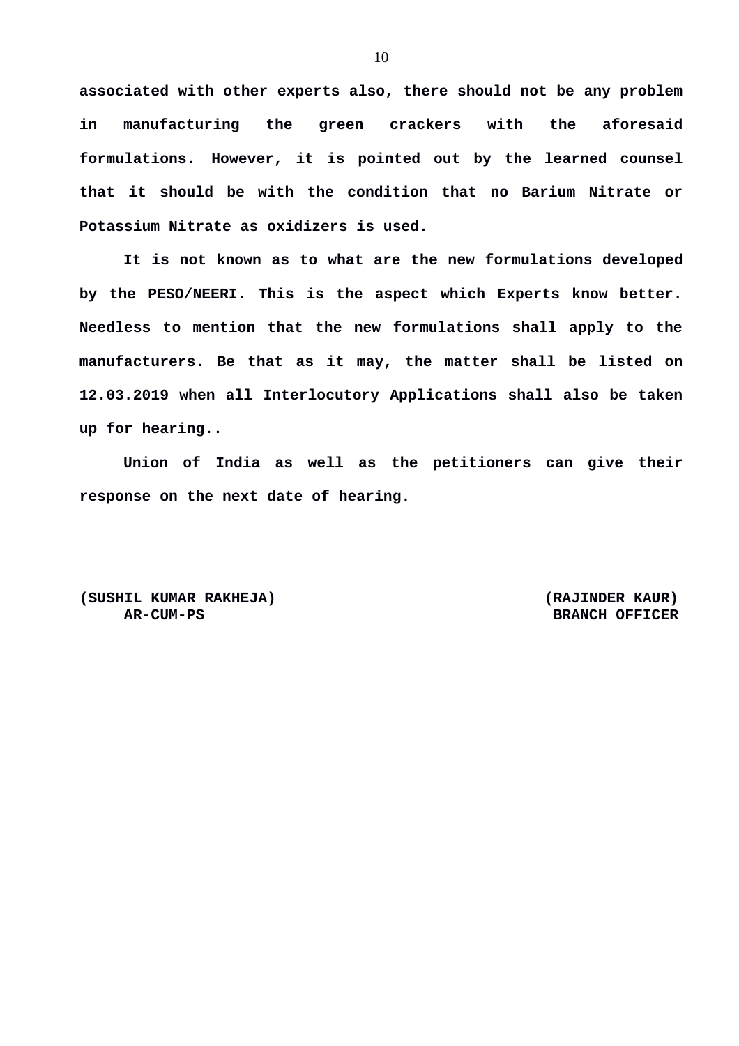**associated with other experts also, there should not be any problem in manufacturing the green crackers with the aforesaid formulations. However, it is pointed out by the learned counsel that it should be with the condition that no Barium Nitrate or Potassium Nitrate as oxidizers is used.**

**It is not known as to what are the new formulations developed by the PESO/NEERI. This is the aspect which Experts know better. Needless to mention that the new formulations shall apply to the manufacturers. Be that as it may, the matter shall be listed on 12.03.2019 when all Interlocutory Applications shall also be taken up for hearing..**

**Union of India as well as the petitioners can give their response on the next date of hearing.**

**(SUSHIL KUMAR RAKHEJA)**
**AR-CUM-PS**

**(RAJINDER KAUR)**
**BRANCH OFFICER**